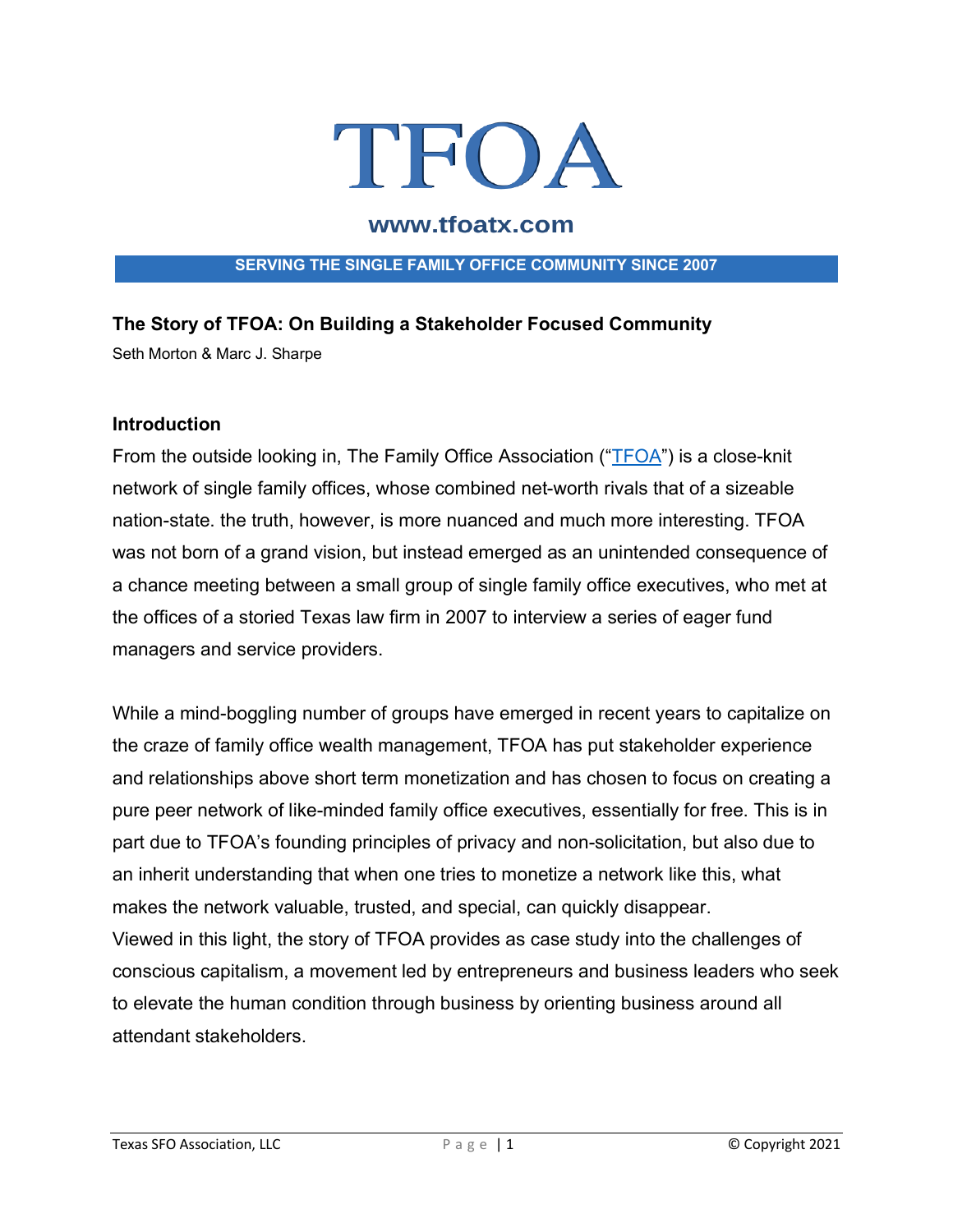# TFOA

**www.tfoatx.com**

**SERVING THE SINGLE FAMILY OFFICE COMMUNITY SINCE 2007**

## The Story of TFOA: On Building a Stakeholder Focused Community

Seth Morton & Marc J. Sharpe

### Introduction

From the outside looking in, The Family Office Association ("TFOA") is a close-knit network of single family offices, whose combined net-worth rivals that of a sizeable nation-state. the truth, however, is more nuanced and much more interesting. TFOA was not born of a grand vision, but instead emerged as an unintended consequence of a chance meeting between a small group of single family office executives, who met at the offices of a storied Texas law firm in 2007 to interview a series of eager fund managers and service providers.

While a mind-boggling number of groups have emerged in recent years to capitalize on the craze of family office wealth management, TFOA has put stakeholder experience and relationships above short term monetization and has chosen to focus on creating a pure peer network of like-minded family office executives, essentially for free. This is in part due to TFOA's founding principles of privacy and non-solicitation, but also due to an inherit understanding that when one tries to monetize a network like this, what makes the network valuable, trusted, and special, can quickly disappear.
Viewed in this light, the story of TFOA provides as case study into the challenges of conscious capitalism, a movement led by entrepreneurs and business leaders who seek to elevate the human condition through business by orienting business around all attendant stakeholders.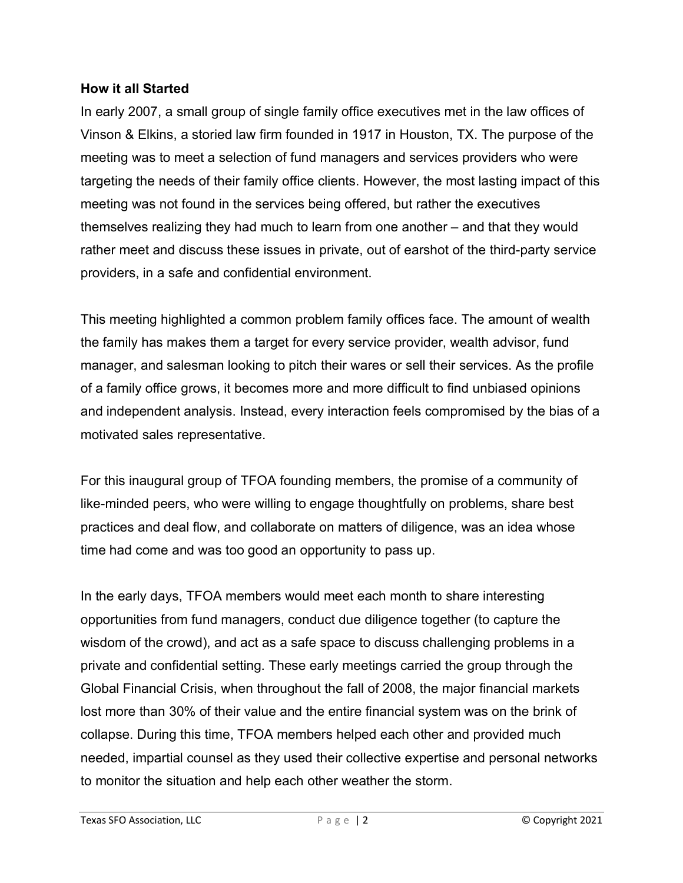**How it all Started**

In early 2007, a small group of single family office executives met in the law offices of Vinson & Elkins, a storied law firm founded in 1917 in Houston, TX. The purpose of the meeting was to meet a selection of fund managers and services providers who were targeting the needs of their family office clients. However, the most lasting impact of this meeting was not found in the services being offered, but rather the executives themselves realizing they had much to learn from one another – and that they would rather meet and discuss these issues in private, out of earshot of the third-party service providers, in a safe and confidential environment.

This meeting highlighted a common problem family offices face. The amount of wealth the family has makes them a target for every service provider, wealth advisor, fund manager, and salesman looking to pitch their wares or sell their services. As the profile of a family office grows, it becomes more and more difficult to find unbiased opinions and independent analysis. Instead, every interaction feels compromised by the bias of a motivated sales representative.

For this inaugural group of TFOA founding members, the promise of a community of like-minded peers, who were willing to engage thoughtfully on problems, share best practices and deal flow, and collaborate on matters of diligence, was an idea whose time had come and was too good an opportunity to pass up.

In the early days, TFOA members would meet each month to share interesting opportunities from fund managers, conduct due diligence together (to capture the wisdom of the crowd), and act as a safe space to discuss challenging problems in a private and confidential setting. These early meetings carried the group through the Global Financial Crisis, when throughout the fall of 2008, the major financial markets lost more than 30% of their value and the entire financial system was on the brink of collapse. During this time, TFOA members helped each other and provided much needed, impartial counsel as they used their collective expertise and personal networks to monitor the situation and help each other weather the storm.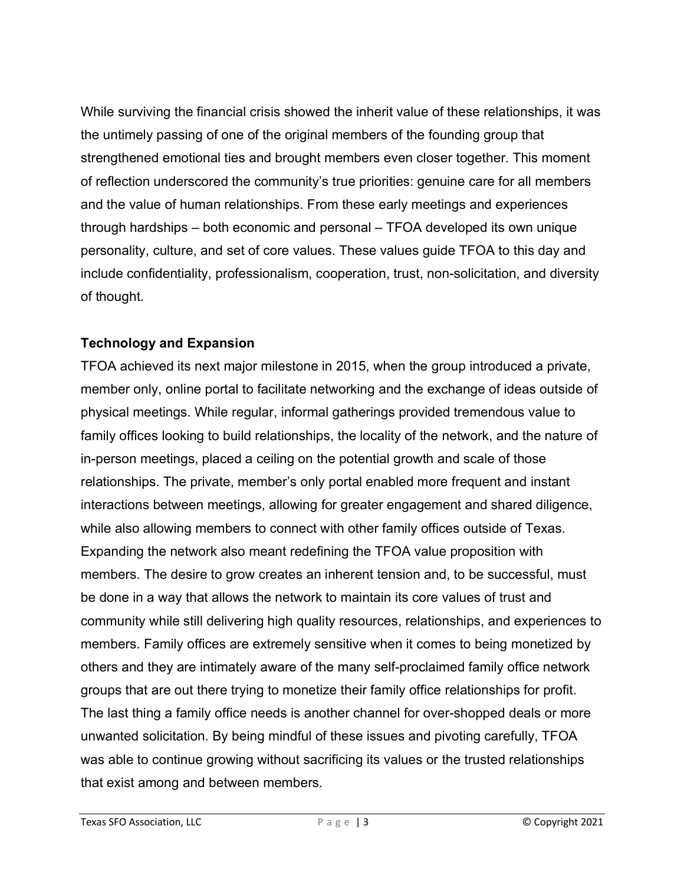While surviving the financial crisis showed the inherit value of these relationships, it was the untimely passing of one of the original members of the founding group that strengthened emotional ties and brought members even closer together. This moment of reflection underscored the community's true priorities: genuine care for all members and the value of human relationships. From these early meetings and experiences through hardships – both economic and personal – TFOA developed its own unique personality, culture, and set of core values. These values guide TFOA to this day and include confidentiality, professionalism, cooperation, trust, non-solicitation, and diversity of thought.

**Technology and Expansion**

TFOA achieved its next major milestone in 2015, when the group introduced a private, member only, online portal to facilitate networking and the exchange of ideas outside of physical meetings. While regular, informal gatherings provided tremendous value to family offices looking to build relationships, the locality of the network, and the nature of in-person meetings, placed a ceiling on the potential growth and scale of those relationships. The private, member's only portal enabled more frequent and instant interactions between meetings, allowing for greater engagement and shared diligence, while also allowing members to connect with other family offices outside of Texas. Expanding the network also meant redefining the TFOA value proposition with members. The desire to grow creates an inherent tension and, to be successful, must be done in a way that allows the network to maintain its core values of trust and community while still delivering high quality resources, relationships, and experiences to members. Family offices are extremely sensitive when it comes to being monetized by others and they are intimately aware of the many self-proclaimed family office network groups that are out there trying to monetize their family office relationships for profit. The last thing a family office needs is another channel for over-shopped deals or more unwanted solicitation. By being mindful of these issues and pivoting carefully, TFOA was able to continue growing without sacrificing its values or the trusted relationships that exist among and between members.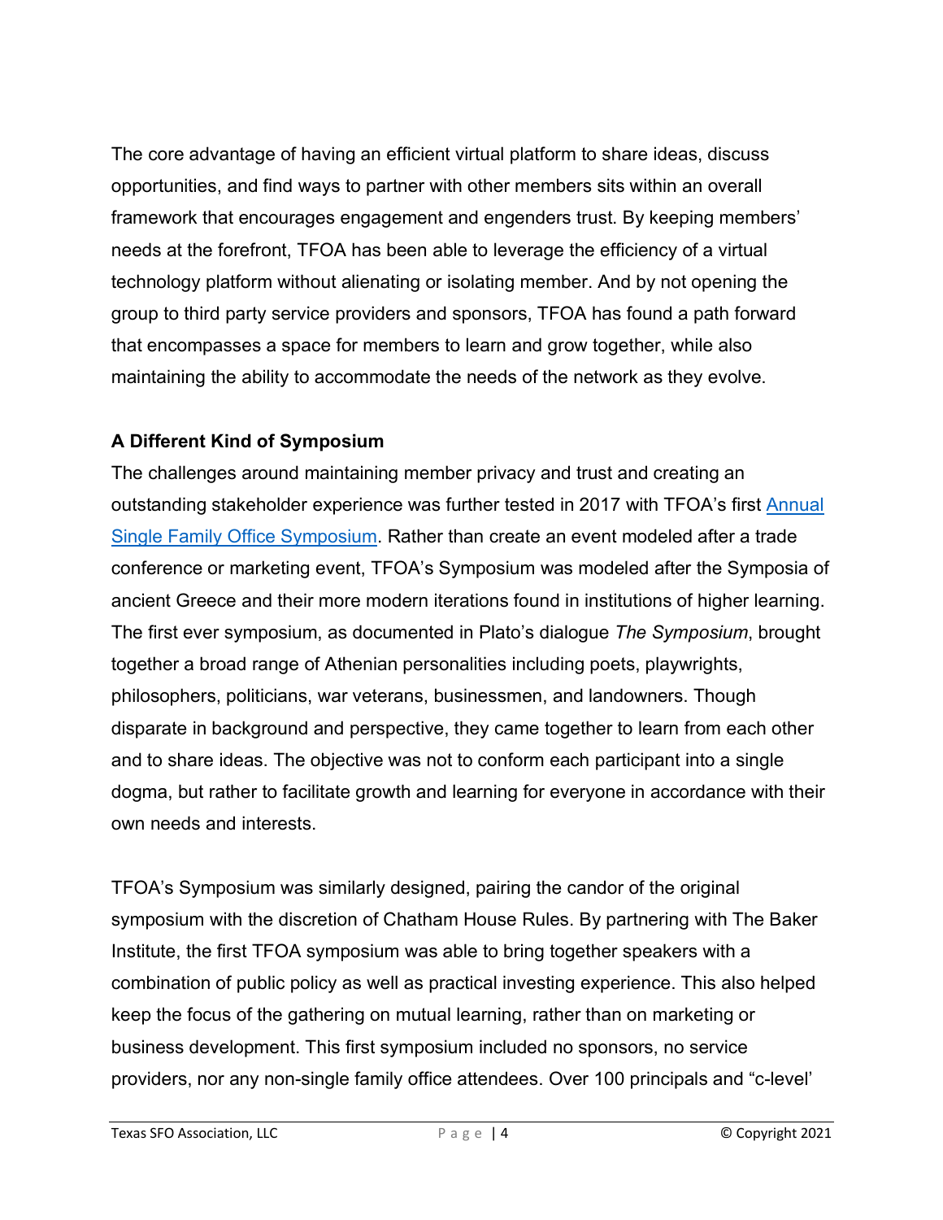The core advantage of having an efficient virtual platform to share ideas, discuss opportunities, and find ways to partner with other members sits within an overall framework that encourages engagement and engenders trust. By keeping members' needs at the forefront, TFOA has been able to leverage the efficiency of a virtual technology platform without alienating or isolating member. And by not opening the group to third party service providers and sponsors, TFOA has found a path forward that encompasses a space for members to learn and grow together, while also maintaining the ability to accommodate the needs of the network as they evolve.

**A Different Kind of Symposium**

The challenges around maintaining member privacy and trust and creating an outstanding stakeholder experience was further tested in 2017 with TFOA's first [Annual Single Family Office Symposium](). Rather than create an event modeled after a trade conference or marketing event, TFOA's Symposium was modeled after the Symposia of ancient Greece and their more modern iterations found in institutions of higher learning. The first ever symposium, as documented in Plato's dialogue *The Symposium*, brought together a broad range of Athenian personalities including poets, playwrights, philosophers, politicians, war veterans, businessmen, and landowners. Though disparate in background and perspective, they came together to learn from each other and to share ideas. The objective was not to conform each participant into a single dogma, but rather to facilitate growth and learning for everyone in accordance with their own needs and interests.

TFOA's Symposium was similarly designed, pairing the candor of the original symposium with the discretion of Chatham House Rules. By partnering with The Baker Institute, the first TFOA symposium was able to bring together speakers with a combination of public policy as well as practical investing experience. This also helped keep the focus of the gathering on mutual learning, rather than on marketing or business development. This first symposium included no sponsors, no service providers, nor any non-single family office attendees. Over 100 principals and "c-level'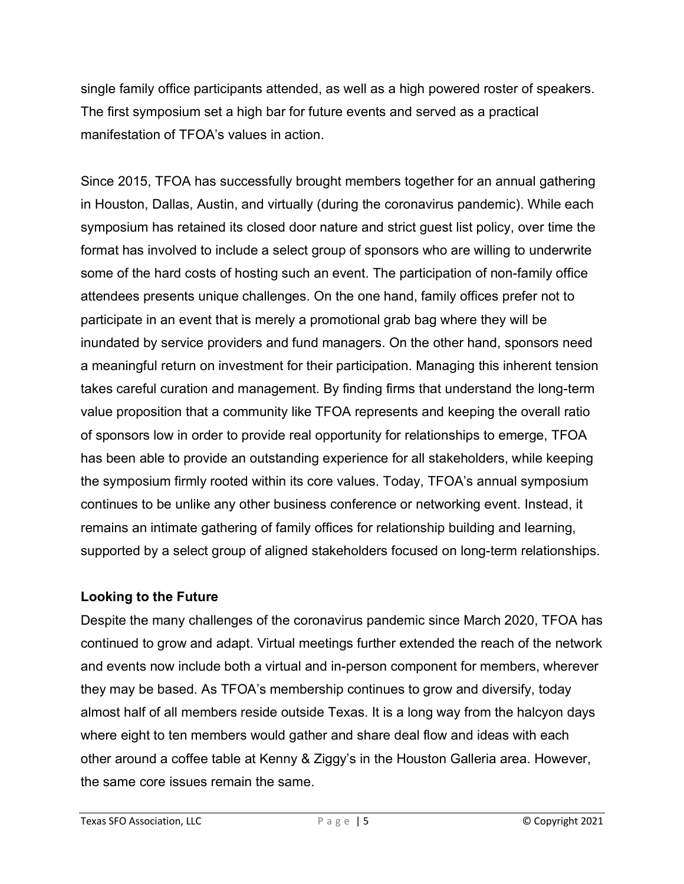single family office participants attended, as well as a high powered roster of speakers. The first symposium set a high bar for future events and served as a practical manifestation of TFOA's values in action.

Since 2015, TFOA has successfully brought members together for an annual gathering in Houston, Dallas, Austin, and virtually (during the coronavirus pandemic). While each symposium has retained its closed door nature and strict guest list policy, over time the format has involved to include a select group of sponsors who are willing to underwrite some of the hard costs of hosting such an event. The participation of non-family office attendees presents unique challenges. On the one hand, family offices prefer not to participate in an event that is merely a promotional grab bag where they will be inundated by service providers and fund managers. On the other hand, sponsors need a meaningful return on investment for their participation. Managing this inherent tension takes careful curation and management. By finding firms that understand the long-term value proposition that a community like TFOA represents and keeping the overall ratio of sponsors low in order to provide real opportunity for relationships to emerge, TFOA has been able to provide an outstanding experience for all stakeholders, while keeping the symposium firmly rooted within its core values. Today, TFOA's annual symposium continues to be unlike any other business conference or networking event. Instead, it remains an intimate gathering of family offices for relationship building and learning, supported by a select group of aligned stakeholders focused on long-term relationships.

**Looking to the Future**

Despite the many challenges of the coronavirus pandemic since March 2020, TFOA has continued to grow and adapt. Virtual meetings further extended the reach of the network and events now include both a virtual and in-person component for members, wherever they may be based. As TFOA's membership continues to grow and diversify, today almost half of all members reside outside Texas. It is a long way from the halcyon days where eight to ten members would gather and share deal flow and ideas with each other around a coffee table at Kenny & Ziggy's in the Houston Galleria area. However, the same core issues remain the same.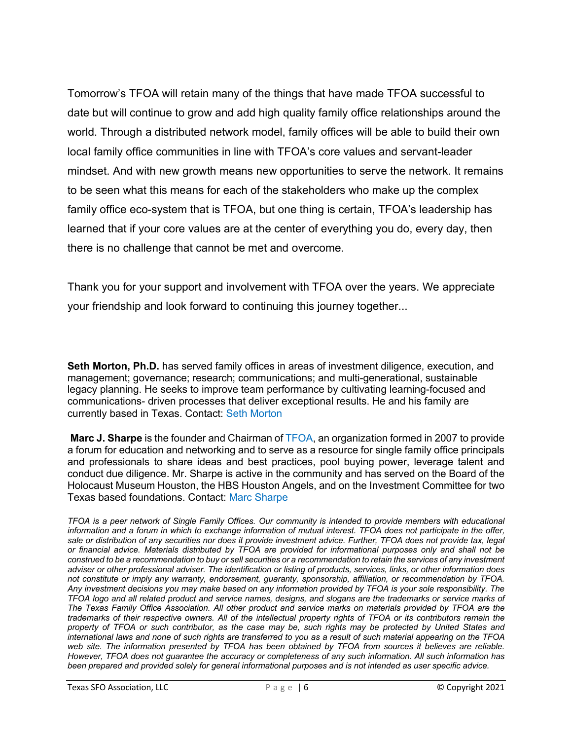Tomorrow's TFOA will retain many of the things that have made TFOA successful to date but will continue to grow and add high quality family office relationships around the world. Through a distributed network model, family offices will be able to build their own local family office communities in line with TFOA's core values and servant-leader mindset. And with new growth means new opportunities to serve the network. It remains to be seen what this means for each of the stakeholders who make up the complex family office eco-system that is TFOA, but one thing is certain, TFOA's leadership has learned that if your core values are at the center of everything you do, every day, then there is no challenge that cannot be met and overcome.

Thank you for your support and involvement with TFOA over the years. We appreciate your friendship and look forward to continuing this journey together...

**Seth Morton, Ph.D.** has served family offices in areas of investment diligence, execution, and management; governance; research; communications; and multi-generational, sustainable legacy planning. He seeks to improve team performance by cultivating learning-focused and communications- driven processes that deliver exceptional results. He and his family are currently based in Texas. Contact: Seth Morton

**Marc J. Sharpe** is the founder and Chairman of TFOA, an organization formed in 2007 to provide a forum for education and networking and to serve as a resource for single family office principals and professionals to share ideas and best practices, pool buying power, leverage talent and conduct due diligence. Mr. Sharpe is active in the community and has served on the Board of the Holocaust Museum Houston, the HBS Houston Angels, and on the Investment Committee for two Texas based foundations. Contact: Marc Sharpe

*TFOA is a peer network of Single Family Offices. Our community is intended to provide members with educational information and a forum in which to exchange information of mutual interest. TFOA does not participate in the offer, sale or distribution of any securities nor does it provide investment advice. Further, TFOA does not provide tax, legal or financial advice. Materials distributed by TFOA are provided for informational purposes only and shall not be construed to be a recommendation to buy or sell securities or a recommendation to retain the services of any investment adviser or other professional adviser. The identification or listing of products, services, links, or other information does not constitute or imply any warranty, endorsement, guaranty, sponsorship, affiliation, or recommendation by TFOA. Any investment decisions you may make based on any information provided by TFOA is your sole responsibility. The TFOA logo and all related product and service names, designs, and slogans are the trademarks or service marks of The Texas Family Office Association. All other product and service marks on materials provided by TFOA are the trademarks of their respective owners. All of the intellectual property rights of TFOA or its contributors remain the property of TFOA or such contributor, as the case may be, such rights may be protected by United States and international laws and none of such rights are transferred to you as a result of such material appearing on the TFOA web site. The information presented by TFOA has been obtained by TFOA from sources it believes are reliable. However, TFOA does not guarantee the accuracy or completeness of any such information. All such information has been prepared and provided solely for general informational purposes and is not intended as user specific advice.*